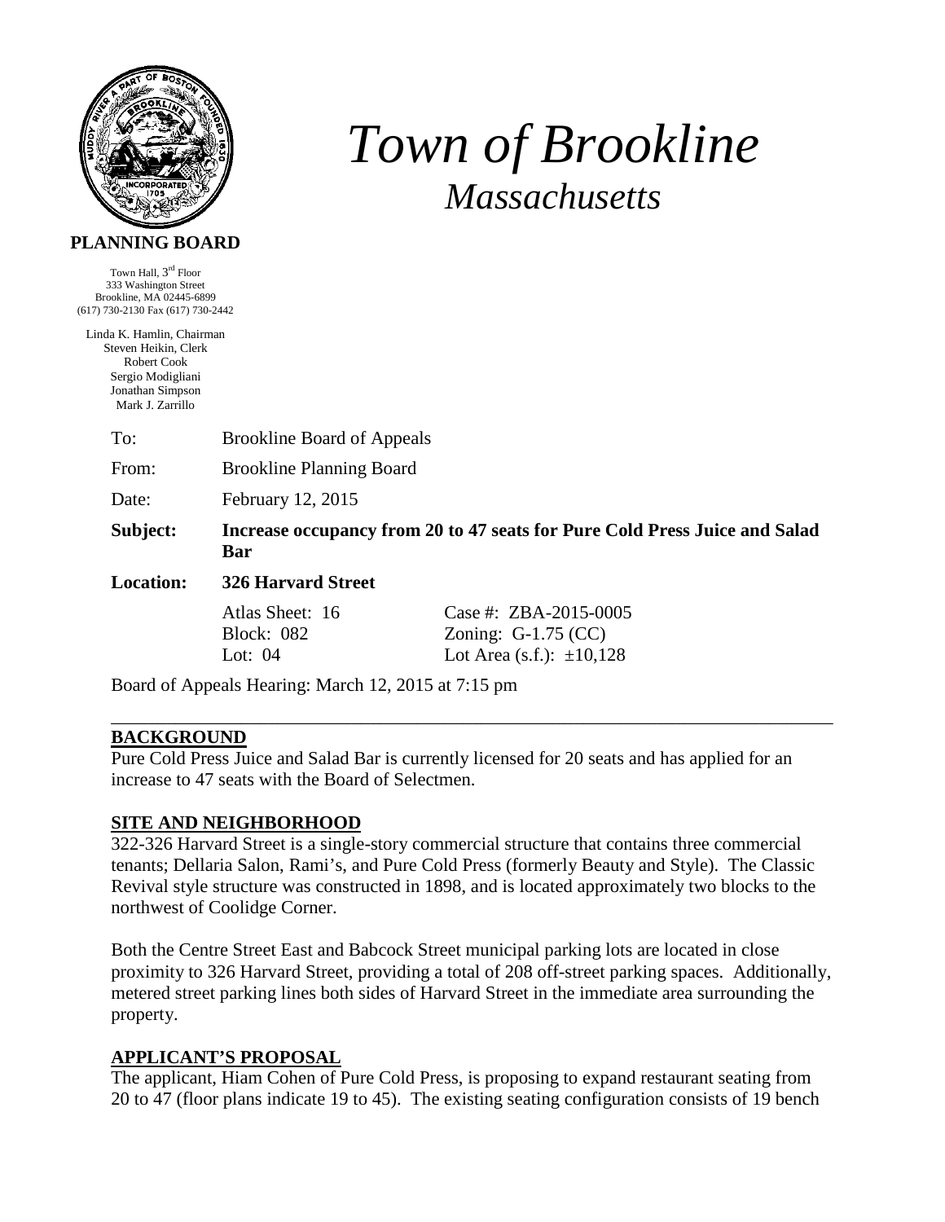**PLANNING BOARD**

Town Hall, 3rd Floor
333 Washington Street
Brookline, MA 02445-6899
(617) 730-2130 Fax (617) 730-2442

Linda K. Hamlin, Chairman
Steven Heikin, Clerk
Robert Cook
Sergio Modigliani
Jonathan Simpson
Mark J. Zarrillo

# *Town of Brookline*

## *Massachusetts*

| | |
|---|---|
| To: | Brookline Board of Appeals |
| From: | Brookline Planning Board |
| Date: | February 12, 2015 |
| **Subject:** | **Increase occupancy from 20 to 47 seats for Pure Cold Press Juice and Salad Bar** |
| **Location:** | **326 Harvard Street** |

| | |
|---|---|
| Atlas Sheet: 16 | Case #: ZBA-2015-0005 |
| Block: 082 | Zoning: G-1.75 (CC) |
| Lot: 04 | Lot Area (s.f.): ±10,128 |

Board of Appeals Hearing: March 12, 2015 at 7:15 pm

---

## BACKGROUND

Pure Cold Press Juice and Salad Bar is currently licensed for 20 seats and has applied for an increase to 47 seats with the Board of Selectmen.

## SITE AND NEIGHBORHOOD

322-326 Harvard Street is a single-story commercial structure that contains three commercial tenants; Dellaria Salon, Rami's, and Pure Cold Press (formerly Beauty and Style). The Classic Revival style structure was constructed in 1898, and is located approximately two blocks to the northwest of Coolidge Corner.

Both the Centre Street East and Babcock Street municipal parking lots are located in close proximity to 326 Harvard Street, providing a total of 208 off-street parking spaces. Additionally, metered street parking lines both sides of Harvard Street in the immediate area surrounding the property.

## APPLICANT'S PROPOSAL

The applicant, Hiam Cohen of Pure Cold Press, is proposing to expand restaurant seating from 20 to 47 (floor plans indicate 19 to 45). The existing seating configuration consists of 19 bench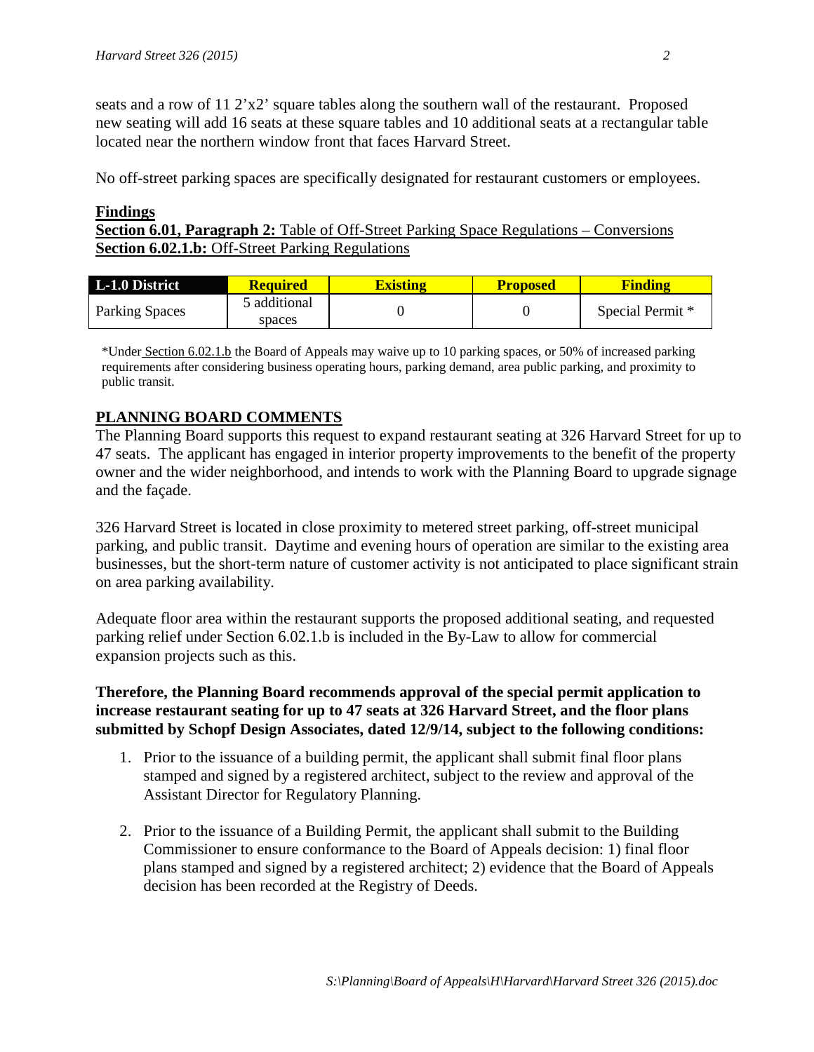seats and a row of 11 2'x2' square tables along the southern wall of the restaurant. Proposed new seating will add 16 seats at these square tables and 10 additional seats at a rectangular table located near the northern window front that faces Harvard Street.

No off-street parking spaces are specifically designated for restaurant customers or employees.

**Findings**

**Section 6.01, Paragraph 2:** Table of Off-Street Parking Space Regulations – Conversions
**Section 6.02.1.b:** Off-Street Parking Regulations

| L-1.0 District | Required | Existing | Proposed | Finding |
|---|---|---|---|---|
| Parking Spaces | 5 additional spaces | 0 | 0 | Special Permit * |

*Under Section 6.02.1.b the Board of Appeals may waive up to 10 parking spaces, or 50% of increased parking requirements after considering business operating hours, parking demand, area public parking, and proximity to public transit.

## PLANNING BOARD COMMENTS

The Planning Board supports this request to expand restaurant seating at 326 Harvard Street for up to 47 seats. The applicant has engaged in interior property improvements to the benefit of the property owner and the wider neighborhood, and intends to work with the Planning Board to upgrade signage and the façade.

326 Harvard Street is located in close proximity to metered street parking, off-street municipal parking, and public transit. Daytime and evening hours of operation are similar to the existing area businesses, but the short-term nature of customer activity is not anticipated to place significant strain on area parking availability.

Adequate floor area within the restaurant supports the proposed additional seating, and requested parking relief under Section 6.02.1.b is included in the By-Law to allow for commercial expansion projects such as this.

**Therefore, the Planning Board recommends approval of the special permit application to increase restaurant seating for up to 47 seats at 326 Harvard Street, and the floor plans submitted by Schopf Design Associates, dated 12/9/14, subject to the following conditions:**

1. Prior to the issuance of a building permit, the applicant shall submit final floor plans stamped and signed by a registered architect, subject to the review and approval of the Assistant Director for Regulatory Planning.

2. Prior to the issuance of a Building Permit, the applicant shall submit to the Building Commissioner to ensure conformance to the Board of Appeals decision: 1) final floor plans stamped and signed by a registered architect; 2) evidence that the Board of Appeals decision has been recorded at the Registry of Deeds.